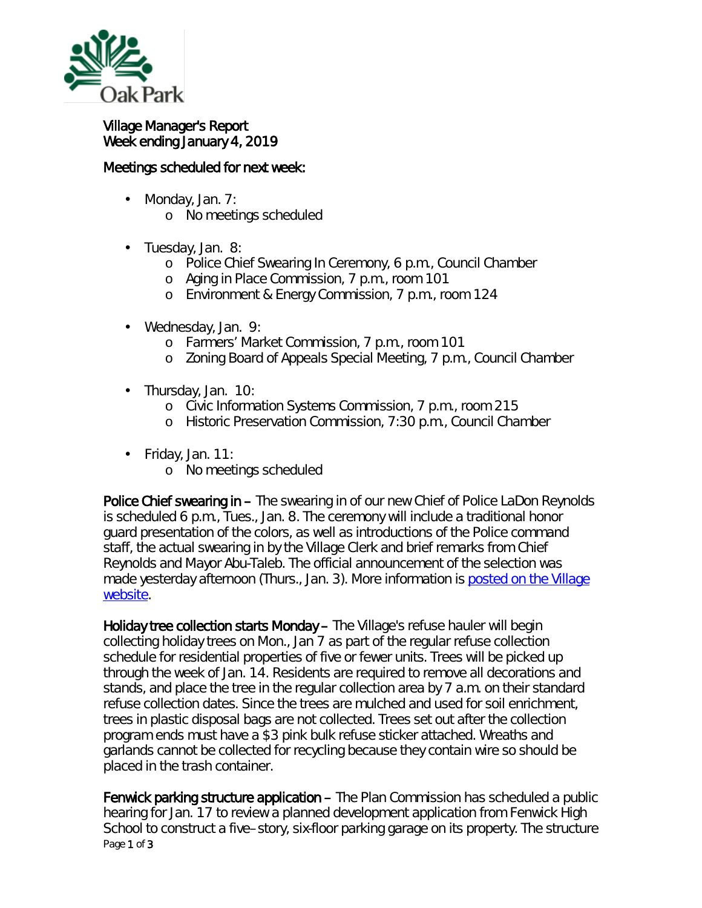Oak Park

# Village Manager's Report
Week ending January 4, 2019

## Meetings scheduled for next week:

- Monday, Jan. 7:
  - No meetings scheduled
- Tuesday, Jan. 8:
  - Police Chief Swearing In Ceremony, 6 p.m., Council Chamber
  - Aging in Place Commission, 7 p.m., room 101
  - Environment & Energy Commission, 7 p.m., room 124
- Wednesday, Jan. 9:
  - Farmers' Market Commission, 7 p.m., room 101
  - Zoning Board of Appeals Special Meeting, 7 p.m., Council Chamber
- Thursday, Jan. 10:
  - Civic Information Systems Commission, 7 p.m., room 215
  - Historic Preservation Commission, 7:30 p.m., Council Chamber
- Friday, Jan. 11:
  - No meetings scheduled

**Police Chief swearing in –** The swearing in of our new Chief of Police LaDon Reynolds is scheduled 6 p.m., Tues., Jan. 8. The ceremony will include a traditional honor guard presentation of the colors, as well as introductions of the Police command staff, the actual swearing in by the Village Clerk and brief remarks from Chief Reynolds and Mayor Abu-Taleb. The official announcement of the selection was made yesterday afternoon (Thurs., Jan. 3). More information is [posted on the Village website](#).

**Holiday tree collection starts Monday –** The Village's refuse hauler will begin collecting holiday trees on Mon., Jan 7 as part of the regular refuse collection schedule for residential properties of five or fewer units. Trees will be picked up through the week of Jan. 14. Residents are required to remove all decorations and stands, and place the tree in the regular collection area by 7 a.m. on their standard refuse collection dates. Since the trees are mulched and used for soil enrichment, trees in plastic disposal bags are not collected. Trees set out after the collection program ends must have a $3 pink bulk refuse sticker attached. Wreaths and garlands cannot be collected for recycling because they contain wire so should be placed in the trash container.

**Fenwick parking structure application –** The Plan Commission has scheduled a public hearing for Jan. 17 to review a planned development application from Fenwick High School to construct a five–story, six-floor parking garage on its property. The structure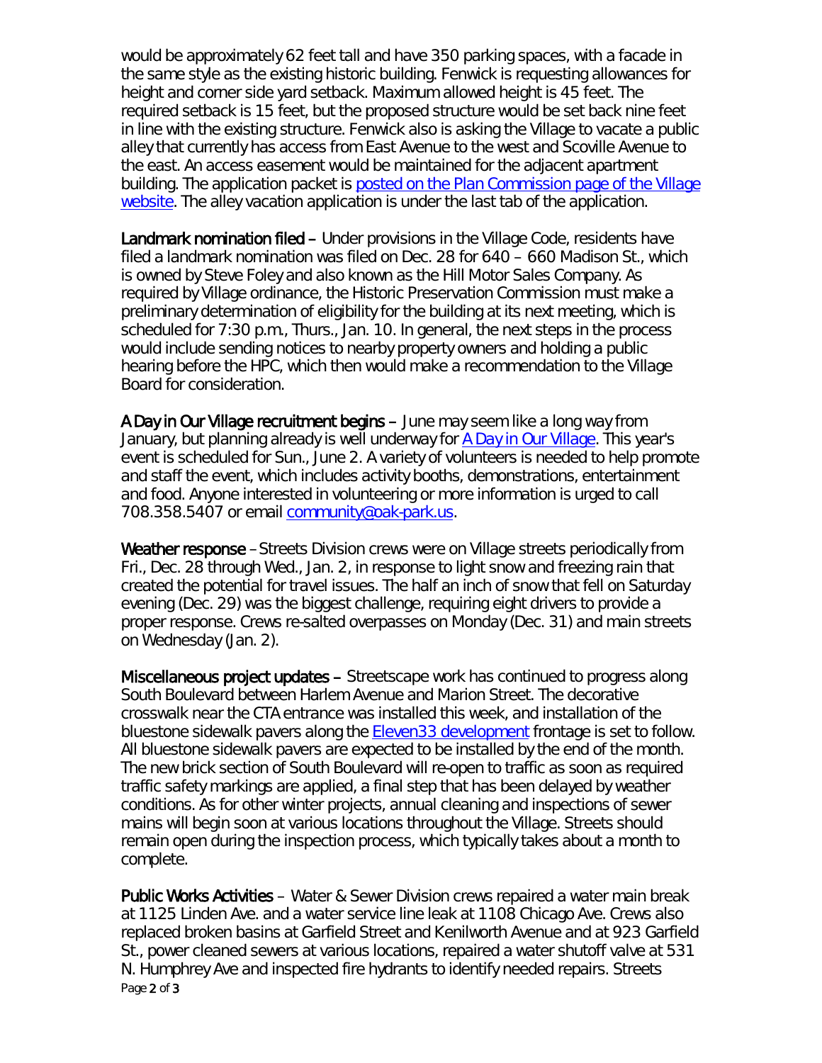would be approximately 62 feet tall and have 350 parking spaces, with a facade in the same style as the existing historic building. Fenwick is requesting allowances for height and corner side yard setback. Maximum allowed height is 45 feet. The required setback is 15 feet, but the proposed structure would be set back nine feet in line with the existing structure. Fenwick also is asking the Village to vacate a public alley that currently has access from East Avenue to the west and Scoville Avenue to the east. An access easement would be maintained for the adjacent apartment building. The application packet is posted on the Plan Commission page of the Village website. The alley vacation application is under the last tab of the application.

**Landmark nomination filed** – Under provisions in the Village Code, residents have filed a landmark nomination was filed on Dec. 28 for 640 – 660 Madison St., which is owned by Steve Foley and also known as the Hill Motor Sales Company. As required by Village ordinance, the Historic Preservation Commission must make a preliminary determination of eligibility for the building at its next meeting, which is scheduled for 7:30 p.m., Thurs., Jan. 10. In general, the next steps in the process would include sending notices to nearby property owners and holding a public hearing before the HPC, which then would make a recommendation to the Village Board for consideration.

**A Day in Our Village recruitment begins** – June may seem like a long way from January, but planning already is well underway for *A Day in Our Village*. This year's event is scheduled for Sun., June 2. A variety of volunteers is needed to help promote and staff the event, which includes activity booths, demonstrations, entertainment and food. Anyone interested in volunteering or more information is urged to call 708.358.5407 or email community@oak-park.us.

**Weather response** – Streets Division crews were on Village streets periodically from Fri., Dec. 28 through Wed., Jan. 2, in response to light snow and freezing rain that created the potential for travel issues. The half an inch of snow that fell on Saturday evening (Dec. 29) was the biggest challenge, requiring eight drivers to provide a proper response. Crews re-salted overpasses on Monday (Dec. 31) and main streets on Wednesday (Jan. 2).

**Miscellaneous project updates** – Streetscape work has continued to progress along South Boulevard between Harlem Avenue and Marion Street. The decorative crosswalk near the CTA entrance was installed this week, and installation of the bluestone sidewalk pavers along the Eleven33 development frontage is set to follow. All bluestone sidewalk pavers are expected to be installed by the end of the month. The new brick section of South Boulevard will re-open to traffic as soon as required traffic safety markings are applied, a final step that has been delayed by weather conditions. As for other winter projects, annual cleaning and inspections of sewer mains will begin soon at various locations throughout the Village. Streets should remain open during the inspection process, which typically takes about a month to complete.

**Public Works Activities** – Water & Sewer Division crews repaired a water main break at 1125 Linden Ave. and a water service line leak at 1108 Chicago Ave. Crews also replaced broken basins at Garfield Street and Kenilworth Avenue and at 923 Garfield St., power cleaned sewers at various locations, repaired a water shutoff valve at 531 N. Humphrey Ave and inspected fire hydrants to identify needed repairs. Streets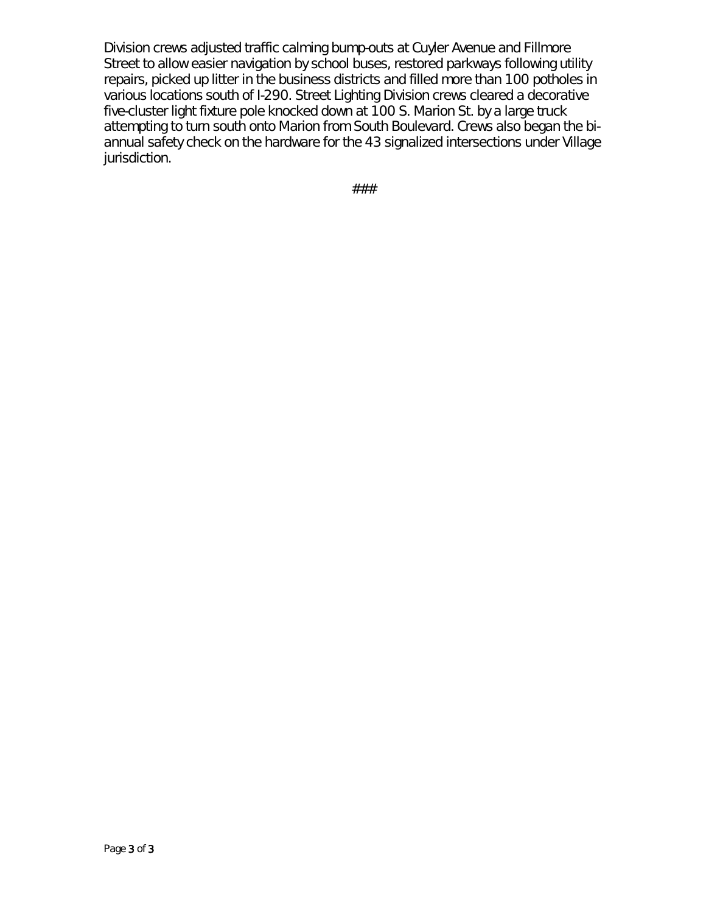Division crews adjusted traffic calming bump-outs at Cuyler Avenue and Fillmore Street to allow easier navigation by school buses, restored parkways following utility repairs, picked up litter in the business districts and filled more than 100 potholes in various locations south of I-290. Street Lighting Division crews cleared a decorative five-cluster light fixture pole knocked down at 100 S. Marion St. by a large truck attempting to turn south onto Marion from South Boulevard. Crews also began the bi-annual safety check on the hardware for the 43 signalized intersections under Village jurisdiction.

###